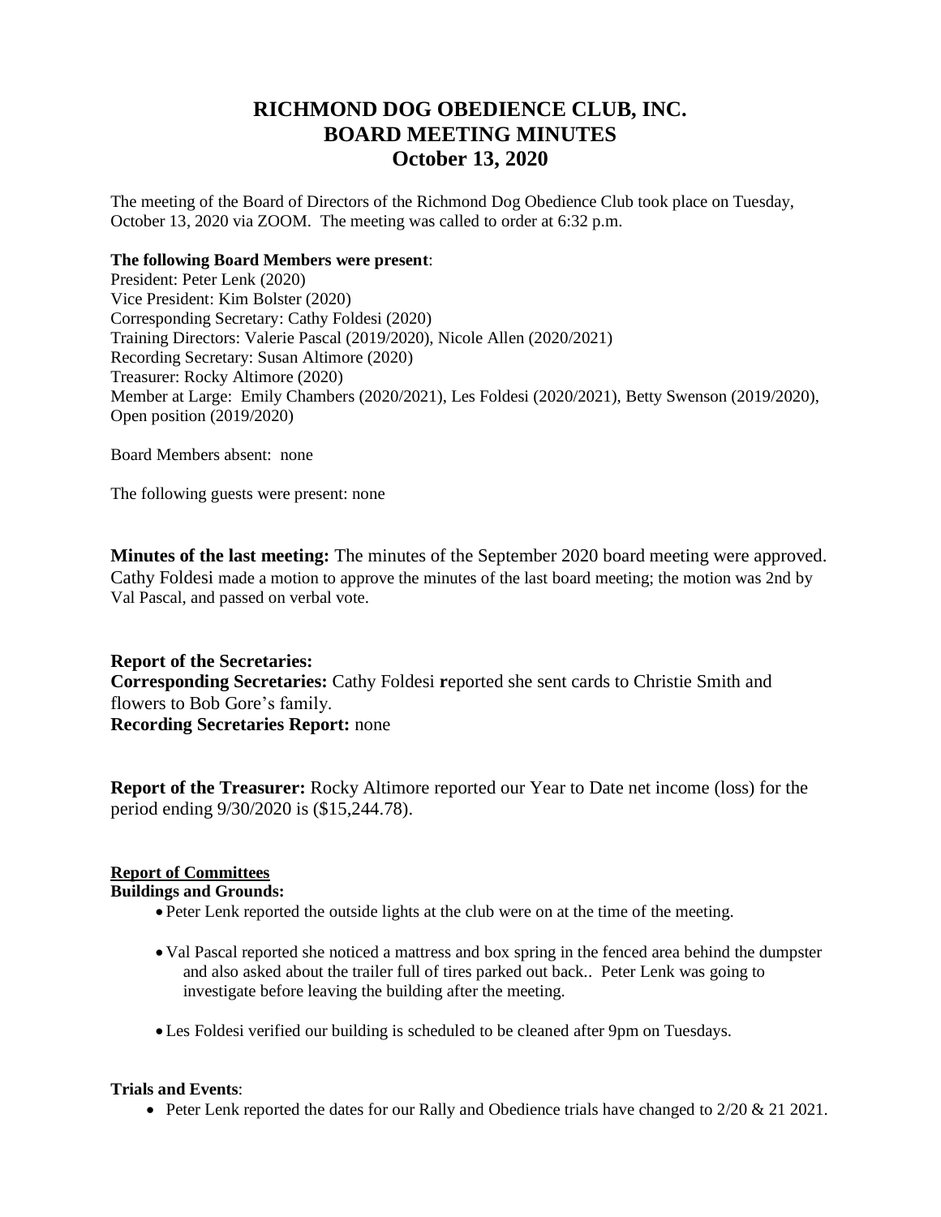# RICHMOND DOG OBEDIENCE CLUB, INC.
# BOARD MEETING MINUTES
# October 13, 2020

The meeting of the Board of Directors of the Richmond Dog Obedience Club took place on Tuesday, October 13, 2020 via ZOOM. The meeting was called to order at 6:32 p.m.

**The following Board Members were present**:
President: Peter Lenk (2020)
Vice President: Kim Bolster (2020)
Corresponding Secretary: Cathy Foldesi (2020)
Training Directors: Valerie Pascal (2019/2020), Nicole Allen (2020/2021)
Recording Secretary: Susan Altimore (2020)
Treasurer: Rocky Altimore (2020)
Member at Large: Emily Chambers (2020/2021), Les Foldesi (2020/2021), Betty Swenson (2019/2020), Open position (2019/2020)

Board Members absent: none

The following guests were present: none

**Minutes of the last meeting:** The minutes of the September 2020 board meeting were approved. Cathy Foldesi made a motion to approve the minutes of the last board meeting; the motion was 2nd by Val Pascal, and passed on verbal vote.

**Report of the Secretaries:**
**Corresponding Secretaries:** Cathy Foldesi **r**eported she sent cards to Christie Smith and flowers to Bob Gore's family.
**Recording Secretaries Report:** none

**Report of the Treasurer:** Rocky Altimore reported our Year to Date net income (loss) for the period ending 9/30/2020 is ($15,244.78).

**Report of Committees**

**Buildings and Grounds:**

- Peter Lenk reported the outside lights at the club were on at the time of the meeting.
- Val Pascal reported she noticed a mattress and box spring in the fenced area behind the dumpster and also asked about the trailer full of tires parked out back.. Peter Lenk was going to investigate before leaving the building after the meeting.
- Les Foldesi verified our building is scheduled to be cleaned after 9pm on Tuesdays.

**Trials and Events**:

- Peter Lenk reported the dates for our Rally and Obedience trials have changed to 2/20 & 21 2021.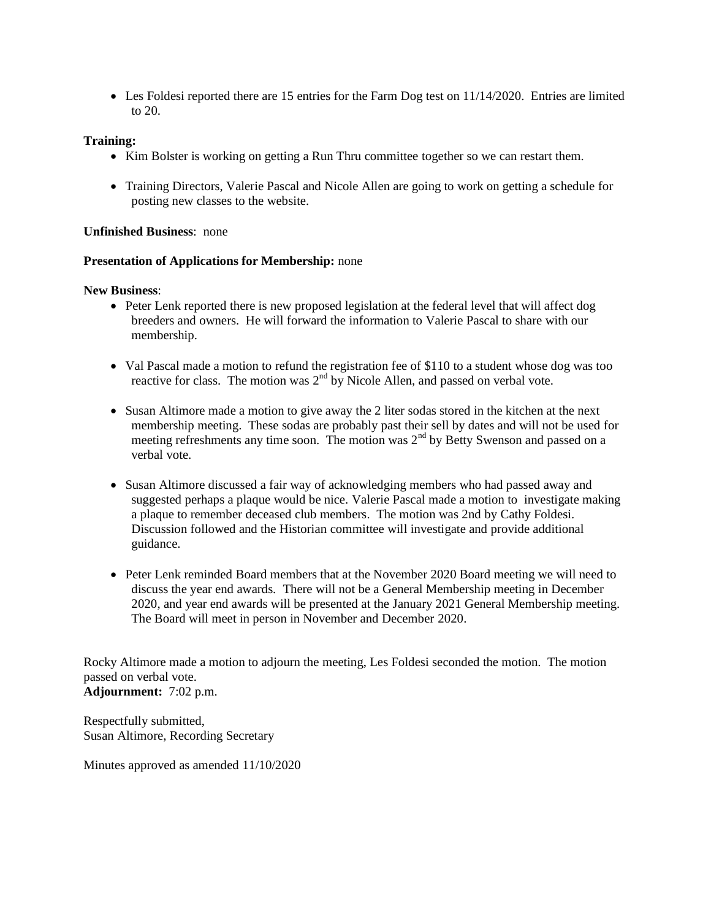- Les Foldesi reported there are 15 entries for the Farm Dog test on 11/14/2020. Entries are limited to 20.

**Training:**

- Kim Bolster is working on getting a Run Thru committee together so we can restart them.
- Training Directors, Valerie Pascal and Nicole Allen are going to work on getting a schedule for posting new classes to the website.

**Unfinished Business**: none

**Presentation of Applications for Membership:** none

**New Business**:

- Peter Lenk reported there is new proposed legislation at the federal level that will affect dog breeders and owners. He will forward the information to Valerie Pascal to share with our membership.
- Val Pascal made a motion to refund the registration fee of $110 to a student whose dog was too reactive for class. The motion was 2nd by Nicole Allen, and passed on verbal vote.
- Susan Altimore made a motion to give away the 2 liter sodas stored in the kitchen at the next membership meeting. These sodas are probably past their sell by dates and will not be used for meeting refreshments any time soon. The motion was 2nd by Betty Swenson and passed on a verbal vote.
- Susan Altimore discussed a fair way of acknowledging members who had passed away and suggested perhaps a plaque would be nice. Valerie Pascal made a motion to investigate making a plaque to remember deceased club members. The motion was 2nd by Cathy Foldesi. Discussion followed and the Historian committee will investigate and provide additional guidance.
- Peter Lenk reminded Board members that at the November 2020 Board meeting we will need to discuss the year end awards. There will not be a General Membership meeting in December 2020, and year end awards will be presented at the January 2021 General Membership meeting. The Board will meet in person in November and December 2020.

Rocky Altimore made a motion to adjourn the meeting, Les Foldesi seconded the motion. The motion passed on verbal vote.
**Adjournment:** 7:02 p.m.

Respectfully submitted,
Susan Altimore, Recording Secretary

Minutes approved as amended 11/10/2020